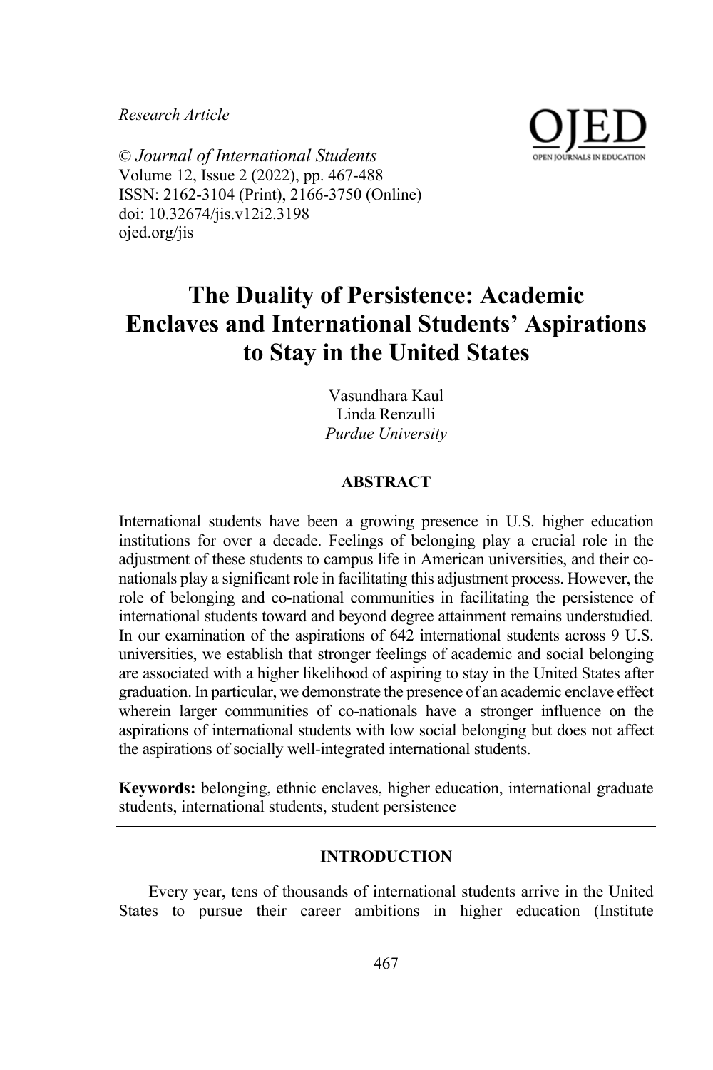*Research Article*

© *Journal of International Students*
Volume 12, Issue 2 (2022), pp. 467-488
ISSN: 2162-3104 (Print), 2166-3750 (Online)
doi: 10.32674/jis.v12i2.3198
ojed.org/jis

# The Duality of Persistence: Academic Enclaves and International Students' Aspirations to Stay in the United States

Vasundhara Kaul
Linda Renzulli
*Purdue University*

## ABSTRACT

International students have been a growing presence in U.S. higher education institutions for over a decade. Feelings of belonging play a crucial role in the adjustment of these students to campus life in American universities, and their co-nationals play a significant role in facilitating this adjustment process. However, the role of belonging and co-national communities in facilitating the persistence of international students toward and beyond degree attainment remains understudied. In our examination of the aspirations of 642 international students across 9 U.S. universities, we establish that stronger feelings of academic and social belonging are associated with a higher likelihood of aspiring to stay in the United States after graduation. In particular, we demonstrate the presence of an academic enclave effect wherein larger communities of co-nationals have a stronger influence on the aspirations of international students with low social belonging but does not affect the aspirations of socially well-integrated international students.

**Keywords:** belonging, ethnic enclaves, higher education, international graduate students, international students, student persistence

## INTRODUCTION

Every year, tens of thousands of international students arrive in the United States to pursue their career ambitions in higher education (Institute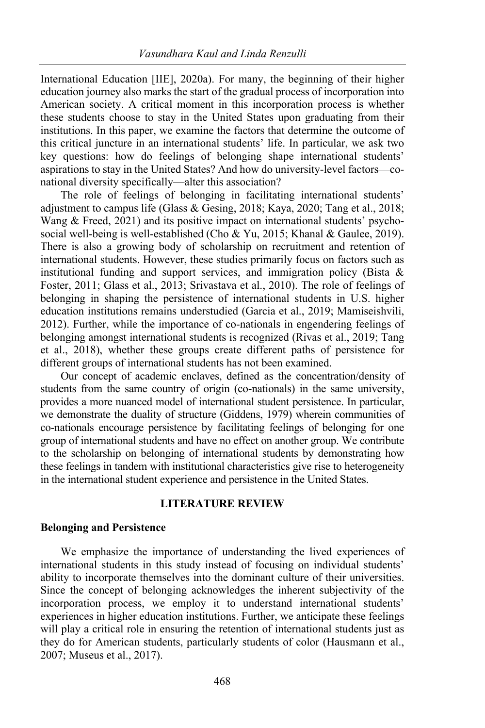International Education [IIE], 2020a). For many, the beginning of their higher education journey also marks the start of the gradual process of incorporation into American society. A critical moment in this incorporation process is whether these students choose to stay in the United States upon graduating from their institutions. In this paper, we examine the factors that determine the outcome of this critical juncture in an international students' life. In particular, we ask two key questions: how do feelings of belonging shape international students' aspirations to stay in the United States? And how do university-level factors—co-national diversity specifically—alter this association?

The role of feelings of belonging in facilitating international students' adjustment to campus life (Glass & Gesing, 2018; Kaya, 2020; Tang et al., 2018; Wang & Freed, 2021) and its positive impact on international students' psycho-social well-being is well-established (Cho & Yu, 2015; Khanal & Gaulee, 2019). There is also a growing body of scholarship on recruitment and retention of international students. However, these studies primarily focus on factors such as institutional funding and support services, and immigration policy (Bista & Foster, 2011; Glass et al., 2013; Srivastava et al., 2010). The role of feelings of belonging in shaping the persistence of international students in U.S. higher education institutions remains understudied (Garcia et al., 2019; Mamiseishvili, 2012). Further, while the importance of co-nationals in engendering feelings of belonging amongst international students is recognized (Rivas et al., 2019; Tang et al., 2018), whether these groups create different paths of persistence for different groups of international students has not been examined.

Our concept of academic enclaves, defined as the concentration/density of students from the same country of origin (co-nationals) in the same university, provides a more nuanced model of international student persistence. In particular, we demonstrate the duality of structure (Giddens, 1979) wherein communities of co-nationals encourage persistence by facilitating feelings of belonging for one group of international students and have no effect on another group. We contribute to the scholarship on belonging of international students by demonstrating how these feelings in tandem with institutional characteristics give rise to heterogeneity in the international student experience and persistence in the United States.

## LITERATURE REVIEW

### Belonging and Persistence

We emphasize the importance of understanding the lived experiences of international students in this study instead of focusing on individual students' ability to incorporate themselves into the dominant culture of their universities. Since the concept of belonging acknowledges the inherent subjectivity of the incorporation process, we employ it to understand international students' experiences in higher education institutions. Further, we anticipate these feelings will play a critical role in ensuring the retention of international students just as they do for American students, particularly students of color (Hausmann et al., 2007; Museus et al., 2017).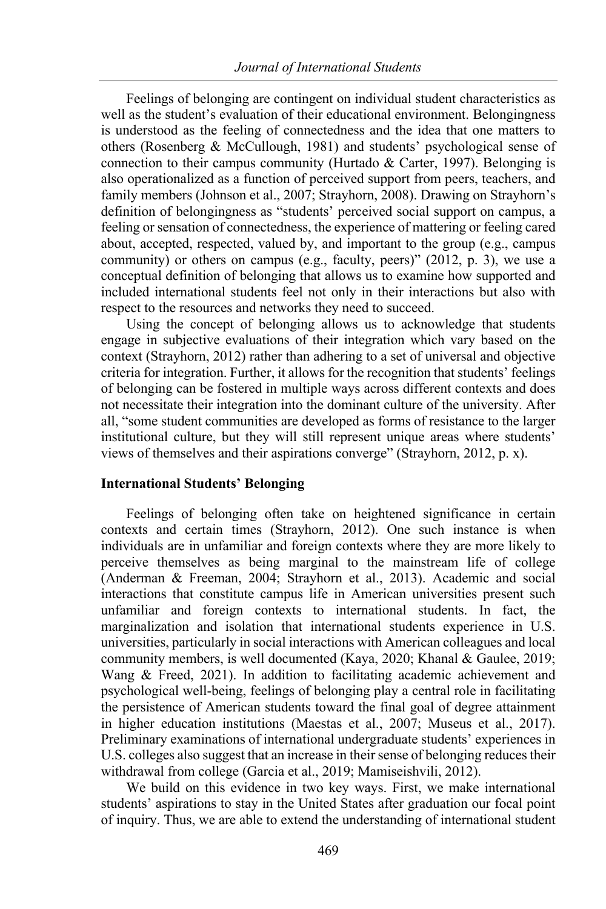Feelings of belonging are contingent on individual student characteristics as well as the student's evaluation of their educational environment. Belongingness is understood as the feeling of connectedness and the idea that one matters to others (Rosenberg & McCullough, 1981) and students' psychological sense of connection to their campus community (Hurtado & Carter, 1997). Belonging is also operationalized as a function of perceived support from peers, teachers, and family members (Johnson et al., 2007; Strayhorn, 2008). Drawing on Strayhorn's definition of belongingness as "students' perceived social support on campus, a feeling or sensation of connectedness, the experience of mattering or feeling cared about, accepted, respected, valued by, and important to the group (e.g., campus community) or others on campus (e.g., faculty, peers)" (2012, p. 3), we use a conceptual definition of belonging that allows us to examine how supported and included international students feel not only in their interactions but also with respect to the resources and networks they need to succeed.

Using the concept of belonging allows us to acknowledge that students engage in subjective evaluations of their integration which vary based on the context (Strayhorn, 2012) rather than adhering to a set of universal and objective criteria for integration. Further, it allows for the recognition that students' feelings of belonging can be fostered in multiple ways across different contexts and does not necessitate their integration into the dominant culture of the university. After all, "some student communities are developed as forms of resistance to the larger institutional culture, but they will still represent unique areas where students' views of themselves and their aspirations converge" (Strayhorn, 2012, p. x).

### International Students' Belonging

Feelings of belonging often take on heightened significance in certain contexts and certain times (Strayhorn, 2012). One such instance is when individuals are in unfamiliar and foreign contexts where they are more likely to perceive themselves as being marginal to the mainstream life of college (Anderman & Freeman, 2004; Strayhorn et al., 2013). Academic and social interactions that constitute campus life in American universities present such unfamiliar and foreign contexts to international students. In fact, the marginalization and isolation that international students experience in U.S. universities, particularly in social interactions with American colleagues and local community members, is well documented (Kaya, 2020; Khanal & Gaulee, 2019; Wang & Freed, 2021). In addition to facilitating academic achievement and psychological well-being, feelings of belonging play a central role in facilitating the persistence of American students toward the final goal of degree attainment in higher education institutions (Maestas et al., 2007; Museus et al., 2017). Preliminary examinations of international undergraduate students' experiences in U.S. colleges also suggest that an increase in their sense of belonging reduces their withdrawal from college (Garcia et al., 2019; Mamiseishvili, 2012).

We build on this evidence in two key ways. First, we make international students' aspirations to stay in the United States after graduation our focal point of inquiry. Thus, we are able to extend the understanding of international student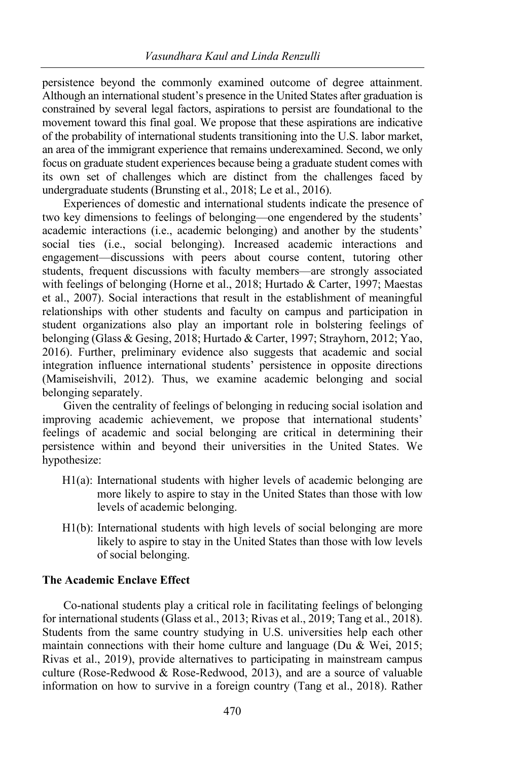persistence beyond the commonly examined outcome of degree attainment. Although an international student's presence in the United States after graduation is constrained by several legal factors, aspirations to persist are foundational to the movement toward this final goal. We propose that these aspirations are indicative of the probability of international students transitioning into the U.S. labor market, an area of the immigrant experience that remains underexamined. Second, we only focus on graduate student experiences because being a graduate student comes with its own set of challenges which are distinct from the challenges faced by undergraduate students (Brunsting et al., 2018; Le et al., 2016).

Experiences of domestic and international students indicate the presence of two key dimensions to feelings of belonging—one engendered by the students' academic interactions (i.e., academic belonging) and another by the students' social ties (i.e., social belonging). Increased academic interactions and engagement—discussions with peers about course content, tutoring other students, frequent discussions with faculty members—are strongly associated with feelings of belonging (Horne et al., 2018; Hurtado & Carter, 1997; Maestas et al., 2007). Social interactions that result in the establishment of meaningful relationships with other students and faculty on campus and participation in student organizations also play an important role in bolstering feelings of belonging (Glass & Gesing, 2018; Hurtado & Carter, 1997; Strayhorn, 2012; Yao, 2016). Further, preliminary evidence also suggests that academic and social integration influence international students' persistence in opposite directions (Mamiseishvili, 2012). Thus, we examine academic belonging and social belonging separately.

Given the centrality of feelings of belonging in reducing social isolation and improving academic achievement, we propose that international students' feelings of academic and social belonging are critical in determining their persistence within and beyond their universities in the United States. We hypothesize:

- H1(a): International students with higher levels of academic belonging are more likely to aspire to stay in the United States than those with low levels of academic belonging.
- H1(b): International students with high levels of social belonging are more likely to aspire to stay in the United States than those with low levels of social belonging.

### The Academic Enclave Effect

Co-national students play a critical role in facilitating feelings of belonging for international students (Glass et al., 2013; Rivas et al., 2019; Tang et al., 2018). Students from the same country studying in U.S. universities help each other maintain connections with their home culture and language (Du & Wei, 2015; Rivas et al., 2019), provide alternatives to participating in mainstream campus culture (Rose-Redwood & Rose-Redwood, 2013), and are a source of valuable information on how to survive in a foreign country (Tang et al., 2018). Rather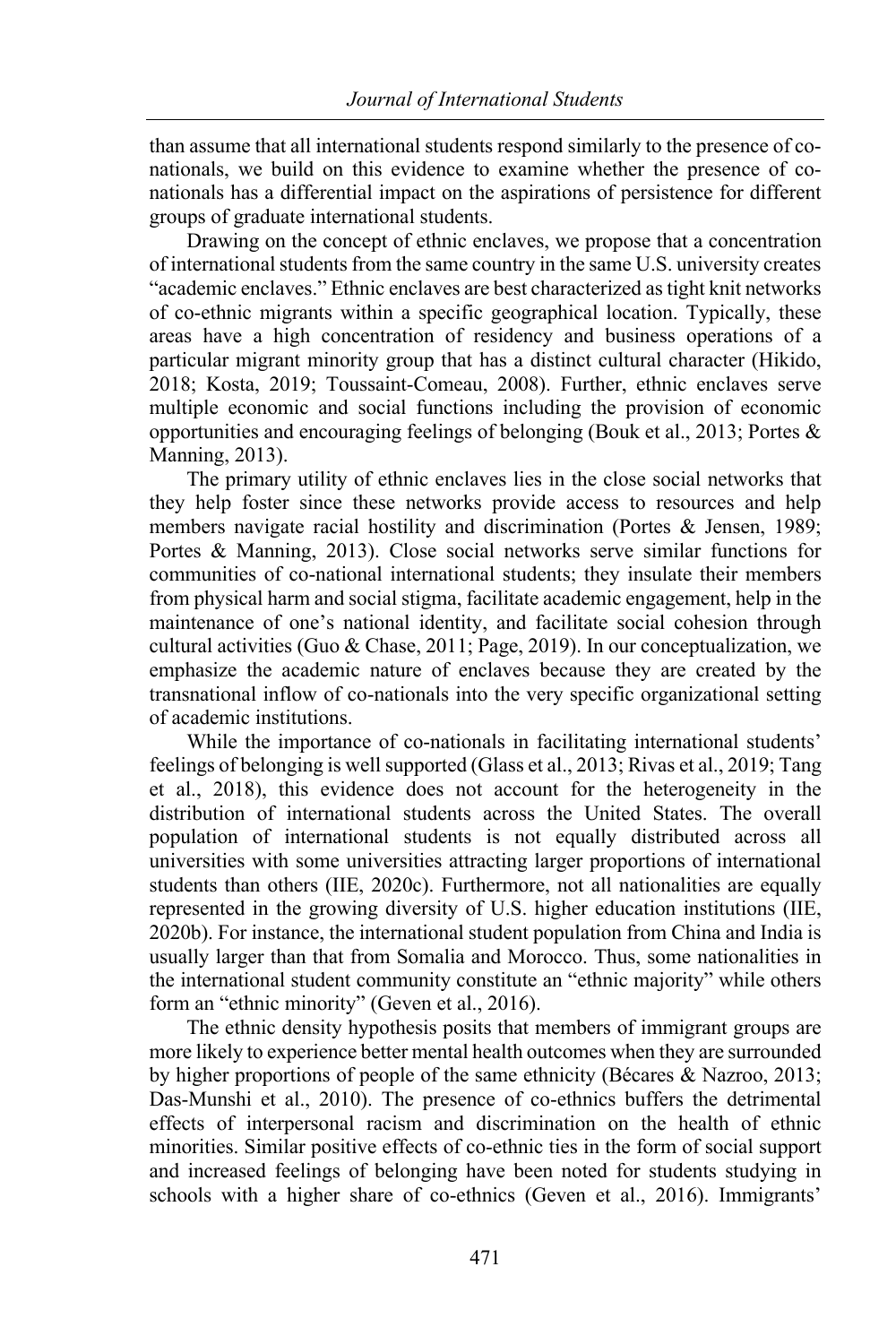than assume that all international students respond similarly to the presence of co-nationals, we build on this evidence to examine whether the presence of co-nationals has a differential impact on the aspirations of persistence for different groups of graduate international students.

Drawing on the concept of ethnic enclaves, we propose that a concentration of international students from the same country in the same U.S. university creates "academic enclaves." Ethnic enclaves are best characterized as tight knit networks of co-ethnic migrants within a specific geographical location. Typically, these areas have a high concentration of residency and business operations of a particular migrant minority group that has a distinct cultural character (Hikido, 2018; Kosta, 2019; Toussaint-Comeau, 2008). Further, ethnic enclaves serve multiple economic and social functions including the provision of economic opportunities and encouraging feelings of belonging (Bouk et al., 2013; Portes & Manning, 2013).

The primary utility of ethnic enclaves lies in the close social networks that they help foster since these networks provide access to resources and help members navigate racial hostility and discrimination (Portes & Jensen, 1989; Portes & Manning, 2013). Close social networks serve similar functions for communities of co-national international students; they insulate their members from physical harm and social stigma, facilitate academic engagement, help in the maintenance of one's national identity, and facilitate social cohesion through cultural activities (Guo & Chase, 2011; Page, 2019). In our conceptualization, we emphasize the academic nature of enclaves because they are created by the transnational inflow of co-nationals into the very specific organizational setting of academic institutions.

While the importance of co-nationals in facilitating international students' feelings of belonging is well supported (Glass et al., 2013; Rivas et al., 2019; Tang et al., 2018), this evidence does not account for the heterogeneity in the distribution of international students across the United States. The overall population of international students is not equally distributed across all universities with some universities attracting larger proportions of international students than others (IIE, 2020c). Furthermore, not all nationalities are equally represented in the growing diversity of U.S. higher education institutions (IIE, 2020b). For instance, the international student population from China and India is usually larger than that from Somalia and Morocco. Thus, some nationalities in the international student community constitute an "ethnic majority" while others form an "ethnic minority" (Geven et al., 2016).

The ethnic density hypothesis posits that members of immigrant groups are more likely to experience better mental health outcomes when they are surrounded by higher proportions of people of the same ethnicity (Bécares & Nazroo, 2013; Das-Munshi et al., 2010). The presence of co-ethnics buffers the detrimental effects of interpersonal racism and discrimination on the health of ethnic minorities. Similar positive effects of co-ethnic ties in the form of social support and increased feelings of belonging have been noted for students studying in schools with a higher share of co-ethnics (Geven et al., 2016). Immigrants'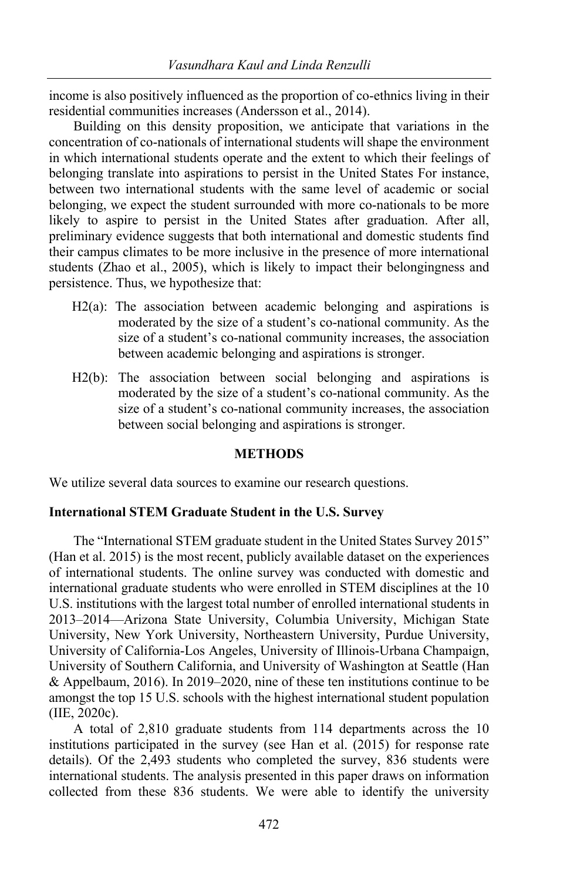income is also positively influenced as the proportion of co-ethnics living in their residential communities increases (Andersson et al., 2014).

Building on this density proposition, we anticipate that variations in the concentration of co-nationals of international students will shape the environment in which international students operate and the extent to which their feelings of belonging translate into aspirations to persist in the United States For instance, between two international students with the same level of academic or social belonging, we expect the student surrounded with more co-nationals to be more likely to aspire to persist in the United States after graduation. After all, preliminary evidence suggests that both international and domestic students find their campus climates to be more inclusive in the presence of more international students (Zhao et al., 2005), which is likely to impact their belongingness and persistence. Thus, we hypothesize that:

- H2(a): The association between academic belonging and aspirations is moderated by the size of a student's co-national community. As the size of a student's co-national community increases, the association between academic belonging and aspirations is stronger.
- H2(b): The association between social belonging and aspirations is moderated by the size of a student's co-national community. As the size of a student's co-national community increases, the association between social belonging and aspirations is stronger.

## METHODS

We utilize several data sources to examine our research questions.

### International STEM Graduate Student in the U.S. Survey

The "International STEM graduate student in the United States Survey 2015" (Han et al. 2015) is the most recent, publicly available dataset on the experiences of international students. The online survey was conducted with domestic and international graduate students who were enrolled in STEM disciplines at the 10 U.S. institutions with the largest total number of enrolled international students in 2013–2014—Arizona State University, Columbia University, Michigan State University, New York University, Northeastern University, Purdue University, University of California-Los Angeles, University of Illinois-Urbana Champaign, University of Southern California, and University of Washington at Seattle (Han & Appelbaum, 2016). In 2019–2020, nine of these ten institutions continue to be amongst the top 15 U.S. schools with the highest international student population (IIE, 2020c).

A total of 2,810 graduate students from 114 departments across the 10 institutions participated in the survey (see Han et al. (2015) for response rate details). Of the 2,493 students who completed the survey, 836 students were international students. The analysis presented in this paper draws on information collected from these 836 students. We were able to identify the university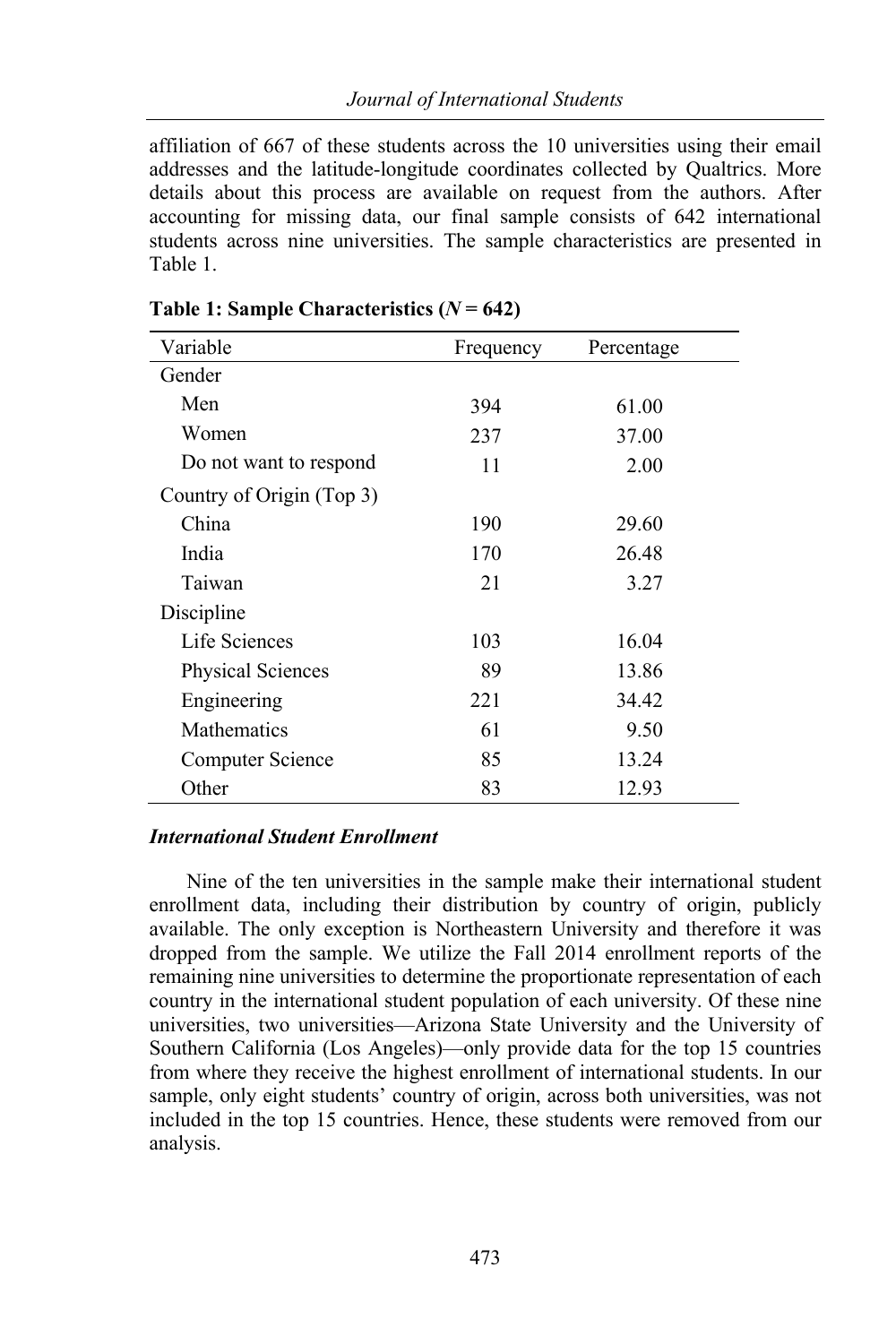affiliation of 667 of these students across the 10 universities using their email addresses and the latitude-longitude coordinates collected by Qualtrics. More details about this process are available on request from the authors. After accounting for missing data, our final sample consists of 642 international students across nine universities. The sample characteristics are presented in Table 1.

**Table 1: Sample Characteristics (*N* = 642)**

| Variable | Frequency | Percentage |
|---|---|---|
| Gender | | |
| Men | 394 | 61.00 |
| Women | 237 | 37.00 |
| Do not want to respond | 11 | 2.00 |
| Country of Origin (Top 3) | | |
| China | 190 | 29.60 |
| India | 170 | 26.48 |
| Taiwan | 21 | 3.27 |
| Discipline | | |
| Life Sciences | 103 | 16.04 |
| Physical Sciences | 89 | 13.86 |
| Engineering | 221 | 34.42 |
| Mathematics | 61 | 9.50 |
| Computer Science | 85 | 13.24 |
| Other | 83 | 12.93 |

### *International Student Enrollment*

Nine of the ten universities in the sample make their international student enrollment data, including their distribution by country of origin, publicly available. The only exception is Northeastern University and therefore it was dropped from the sample. We utilize the Fall 2014 enrollment reports of the remaining nine universities to determine the proportionate representation of each country in the international student population of each university. Of these nine universities, two universities—Arizona State University and the University of Southern California (Los Angeles)—only provide data for the top 15 countries from where they receive the highest enrollment of international students. In our sample, only eight students' country of origin, across both universities, was not included in the top 15 countries. Hence, these students were removed from our analysis.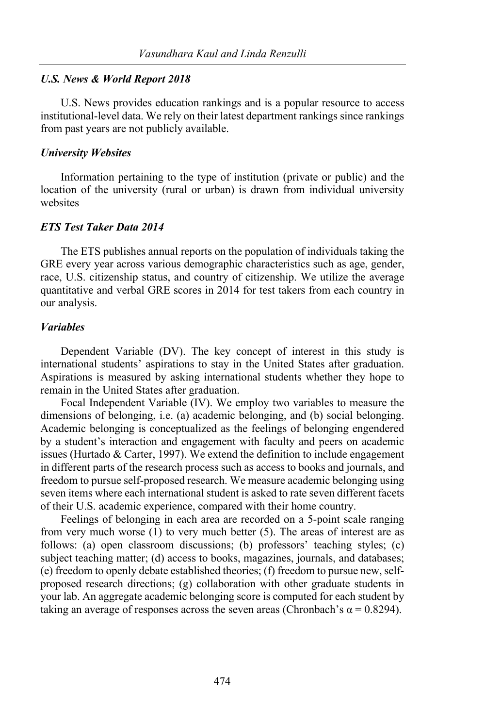### *U.S. News & World Report 2018*

U.S. News provides education rankings and is a popular resource to access institutional-level data. We rely on their latest department rankings since rankings from past years are not publicly available.

### *University Websites*

Information pertaining to the type of institution (private or public) and the location of the university (rural or urban) is drawn from individual university websites

### *ETS Test Taker Data 2014*

The ETS publishes annual reports on the population of individuals taking the GRE every year across various demographic characteristics such as age, gender, race, U.S. citizenship status, and country of citizenship. We utilize the average quantitative and verbal GRE scores in 2014 for test takers from each country in our analysis.

### *Variables*

Dependent Variable (DV). The key concept of interest in this study is international students' aspirations to stay in the United States after graduation. Aspirations is measured by asking international students whether they hope to remain in the United States after graduation.

Focal Independent Variable (IV). We employ two variables to measure the dimensions of belonging, i.e. (a) academic belonging, and (b) social belonging. Academic belonging is conceptualized as the feelings of belonging engendered by a student's interaction and engagement with faculty and peers on academic issues (Hurtado & Carter, 1997). We extend the definition to include engagement in different parts of the research process such as access to books and journals, and freedom to pursue self-proposed research. We measure academic belonging using seven items where each international student is asked to rate seven different facets of their U.S. academic experience, compared with their home country.

Feelings of belonging in each area are recorded on a 5-point scale ranging from very much worse (1) to very much better (5). The areas of interest are as follows: (a) open classroom discussions; (b) professors' teaching styles; (c) subject teaching matter; (d) access to books, magazines, journals, and databases; (e) freedom to openly debate established theories; (f) freedom to pursue new, self-proposed research directions; (g) collaboration with other graduate students in your lab. An aggregate academic belonging score is computed for each student by taking an average of responses across the seven areas (Chronbach's $\alpha = 0.8294$).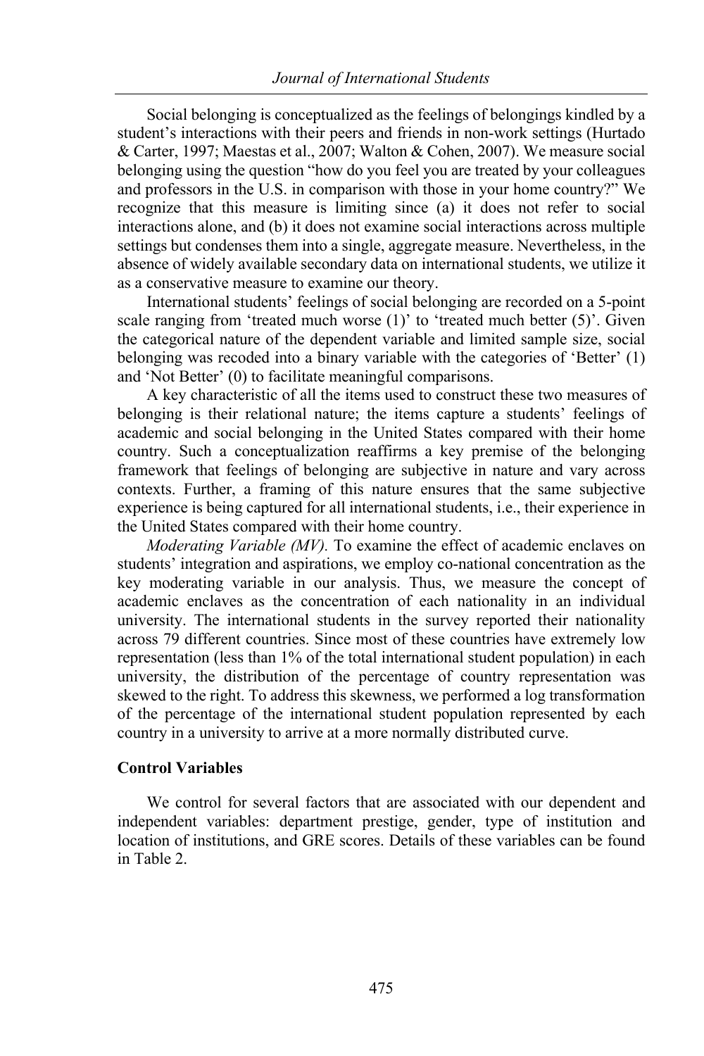Social belonging is conceptualized as the feelings of belongings kindled by a student's interactions with their peers and friends in non-work settings (Hurtado & Carter, 1997; Maestas et al., 2007; Walton & Cohen, 2007). We measure social belonging using the question "how do you feel you are treated by your colleagues and professors in the U.S. in comparison with those in your home country?" We recognize that this measure is limiting since (a) it does not refer to social interactions alone, and (b) it does not examine social interactions across multiple settings but condenses them into a single, aggregate measure. Nevertheless, in the absence of widely available secondary data on international students, we utilize it as a conservative measure to examine our theory.

International students' feelings of social belonging are recorded on a 5-point scale ranging from 'treated much worse (1)' to 'treated much better (5)'. Given the categorical nature of the dependent variable and limited sample size, social belonging was recoded into a binary variable with the categories of 'Better' (1) and 'Not Better' (0) to facilitate meaningful comparisons.

A key characteristic of all the items used to construct these two measures of belonging is their relational nature; the items capture a students' feelings of academic and social belonging in the United States compared with their home country. Such a conceptualization reaffirms a key premise of the belonging framework that feelings of belonging are subjective in nature and vary across contexts. Further, a framing of this nature ensures that the same subjective experience is being captured for all international students, i.e., their experience in the United States compared with their home country.

*Moderating Variable (MV).* To examine the effect of academic enclaves on students' integration and aspirations, we employ co-national concentration as the key moderating variable in our analysis. Thus, we measure the concept of academic enclaves as the concentration of each nationality in an individual university. The international students in the survey reported their nationality across 79 different countries. Since most of these countries have extremely low representation (less than 1% of the total international student population) in each university, the distribution of the percentage of country representation was skewed to the right. To address this skewness, we performed a log transformation of the percentage of the international student population represented by each country in a university to arrive at a more normally distributed curve.

### Control Variables

We control for several factors that are associated with our dependent and independent variables: department prestige, gender, type of institution and location of institutions, and GRE scores. Details of these variables can be found in Table 2.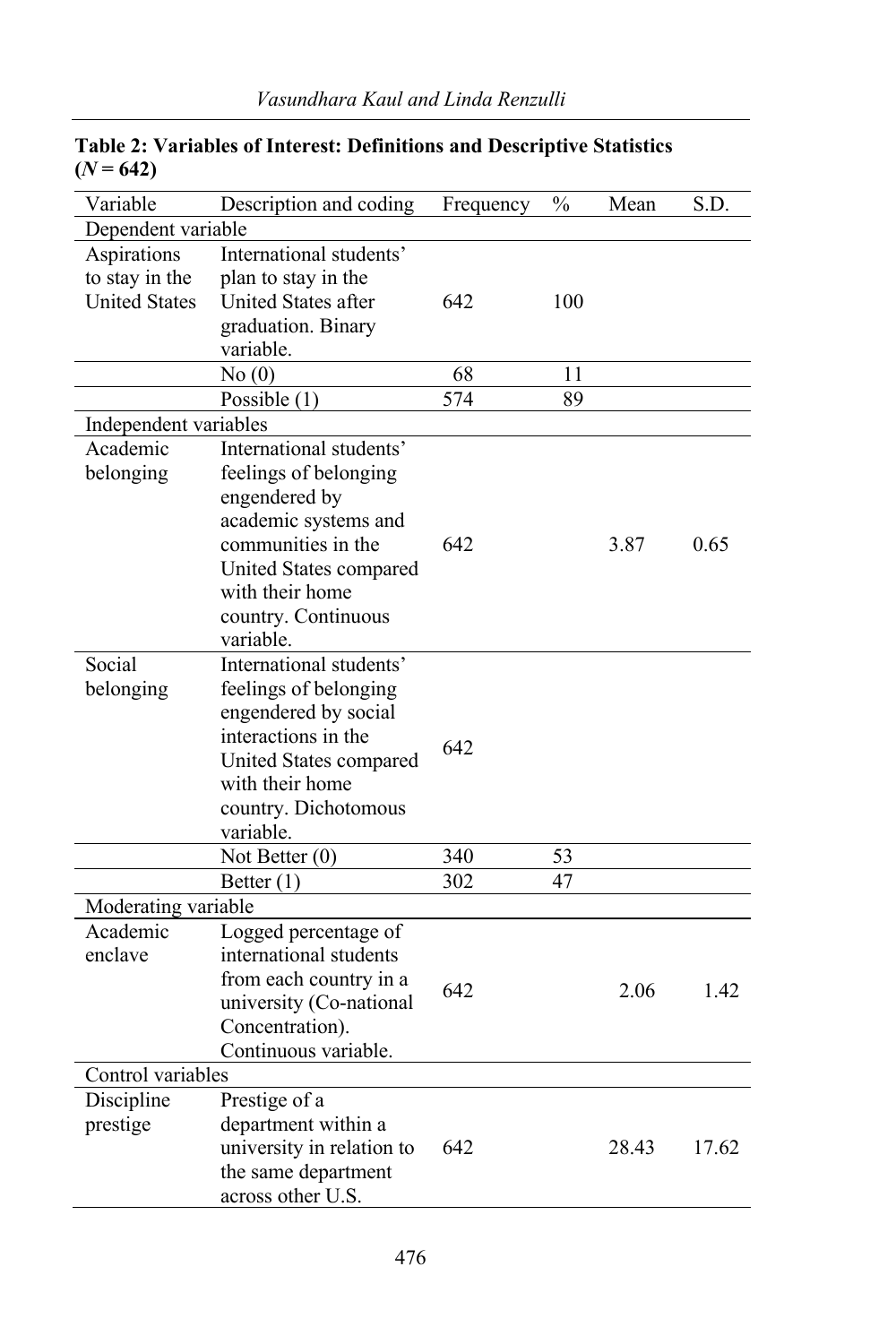**Table 2: Variables of Interest: Definitions and Descriptive Statistics (*N* = 642)**

| Variable | Description and coding | Frequency | % | Mean | S.D. |
|---|---|---|---|---|---|
| Dependent variable | | | | | |
| Aspirations to stay in the United States | International students' plan to stay in the United States after graduation. Binary variable. | 642 | 100 | | |
| | No (0) | 68 | 11 | | |
| | Possible (1) | 574 | 89 | | |
| Independent variables | | | | | |
| Academic belonging | International students' feelings of belonging engendered by academic systems and communities in the United States compared with their home country. Continuous variable. | 642 | | 3.87 | 0.65 |
| Social belonging | International students' feelings of belonging engendered by social interactions in the United States compared with their home country. Dichotomous variable. | 642 | | | |
| | Not Better (0) | 340 | 53 | | |
| | Better (1) | 302 | 47 | | |
| Moderating variable | | | | | |
| Academic enclave | Logged percentage of international students from each country in a university (Co-national Concentration). Continuous variable. | 642 | | 2.06 | 1.42 |
| Control variables | | | | | |
| Discipline prestige | Prestige of a department within a university in relation to the same department across other U.S. | 642 | | 28.43 | 17.62 |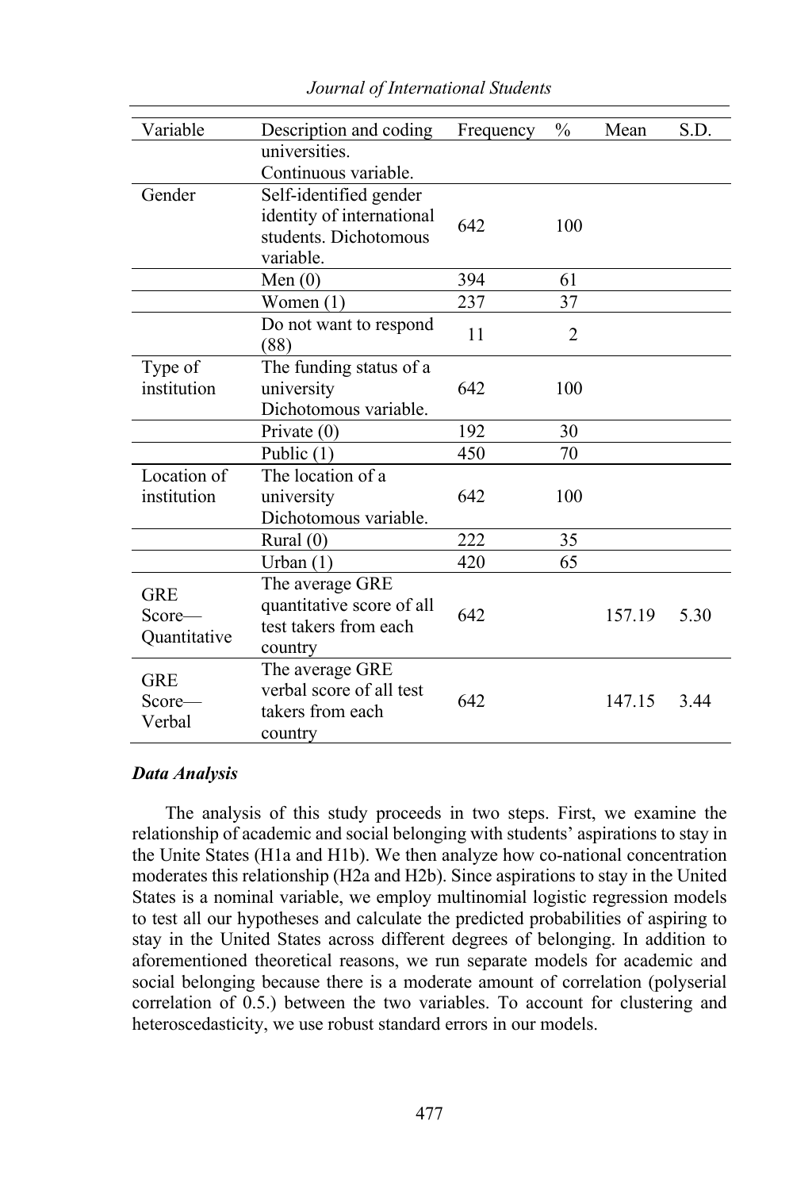| Variable | Description and coding | Frequency | % | Mean | S.D. |
|---|---|---|---|---|---|
| | universities. Continuous variable. | | | | |
| Gender | Self-identified gender identity of international students. Dichotomous variable. | 642 | 100 | | |
| | Men (0) | 394 | 61 | | |
| | Women (1) | 237 | 37 | | |
| | Do not want to respond (88) | 11 | 2 | | |
| Type of institution | The funding status of a university Dichotomous variable. | 642 | 100 | | |
| | Private (0) | 192 | 30 | | |
| | Public (1) | 450 | 70 | | |
| Location of institution | The location of a university Dichotomous variable. | 642 | 100 | | |
| | Rural (0) | 222 | 35 | | |
| | Urban (1) | 420 | 65 | | |
| GRE Score—Quantitative | The average GRE quantitative score of all test takers from each country | 642 | | 157.19 | 5.30 |
| GRE Score—Verbal | The average GRE verbal score of all test takers from each country | 642 | | 147.15 | 3.44 |

### *Data Analysis*

The analysis of this study proceeds in two steps. First, we examine the relationship of academic and social belonging with students' aspirations to stay in the Unite States (H1a and H1b). We then analyze how co-national concentration moderates this relationship (H2a and H2b). Since aspirations to stay in the United States is a nominal variable, we employ multinomial logistic regression models to test all our hypotheses and calculate the predicted probabilities of aspiring to stay in the United States across different degrees of belonging. In addition to aforementioned theoretical reasons, we run separate models for academic and social belonging because there is a moderate amount of correlation (polyserial correlation of 0.5.) between the two variables. To account for clustering and heteroscedasticity, we use robust standard errors in our models.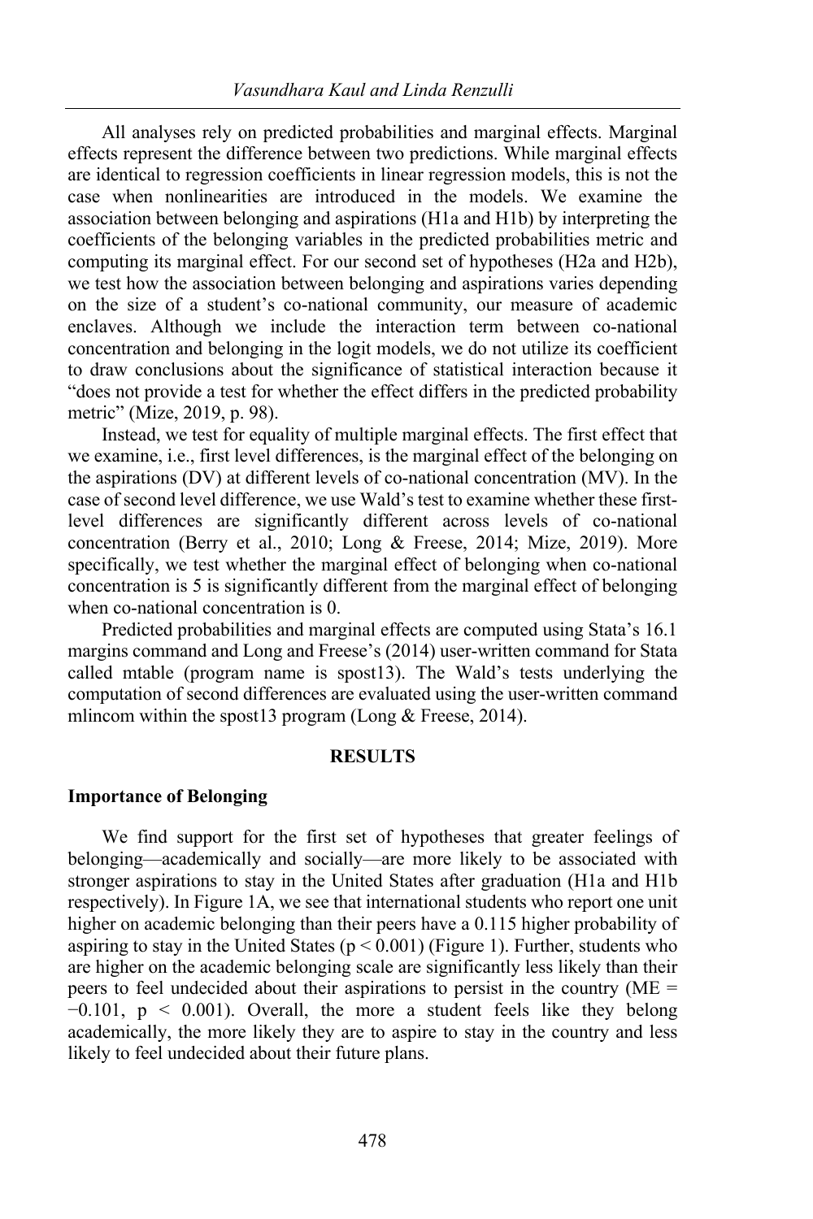All analyses rely on predicted probabilities and marginal effects. Marginal effects represent the difference between two predictions. While marginal effects are identical to regression coefficients in linear regression models, this is not the case when nonlinearities are introduced in the models. We examine the association between belonging and aspirations (H1a and H1b) by interpreting the coefficients of the belonging variables in the predicted probabilities metric and computing its marginal effect. For our second set of hypotheses (H2a and H2b), we test how the association between belonging and aspirations varies depending on the size of a student's co-national community, our measure of academic enclaves. Although we include the interaction term between co-national concentration and belonging in the logit models, we do not utilize its coefficient to draw conclusions about the significance of statistical interaction because it "does not provide a test for whether the effect differs in the predicted probability metric" (Mize, 2019, p. 98).

Instead, we test for equality of multiple marginal effects. The first effect that we examine, i.e., first level differences, is the marginal effect of the belonging on the aspirations (DV) at different levels of co-national concentration (MV). In the case of second level difference, we use Wald's test to examine whether these first-level differences are significantly different across levels of co-national concentration (Berry et al., 2010; Long & Freese, 2014; Mize, 2019). More specifically, we test whether the marginal effect of belonging when co-national concentration is 5 is significantly different from the marginal effect of belonging when co-national concentration is 0.

Predicted probabilities and marginal effects are computed using Stata's 16.1 margins command and Long and Freese's (2014) user-written command for Stata called mtable (program name is spost13). The Wald's tests underlying the computation of second differences are evaluated using the user-written command mlincom within the spost13 program (Long & Freese, 2014).

## RESULTS

### Importance of Belonging

We find support for the first set of hypotheses that greater feelings of belonging—academically and socially—are more likely to be associated with stronger aspirations to stay in the United States after graduation (H1a and H1b respectively). In Figure 1A, we see that international students who report one unit higher on academic belonging than their peers have a 0.115 higher probability of aspiring to stay in the United States ($p < 0.001$) (Figure 1). Further, students who are higher on the academic belonging scale are significantly less likely than their peers to feel undecided about their aspirations to persist in the country ($ME = -0.101$, $p < 0.001$). Overall, the more a student feels like they belong academically, the more likely they are to aspire to stay in the country and less likely to feel undecided about their future plans.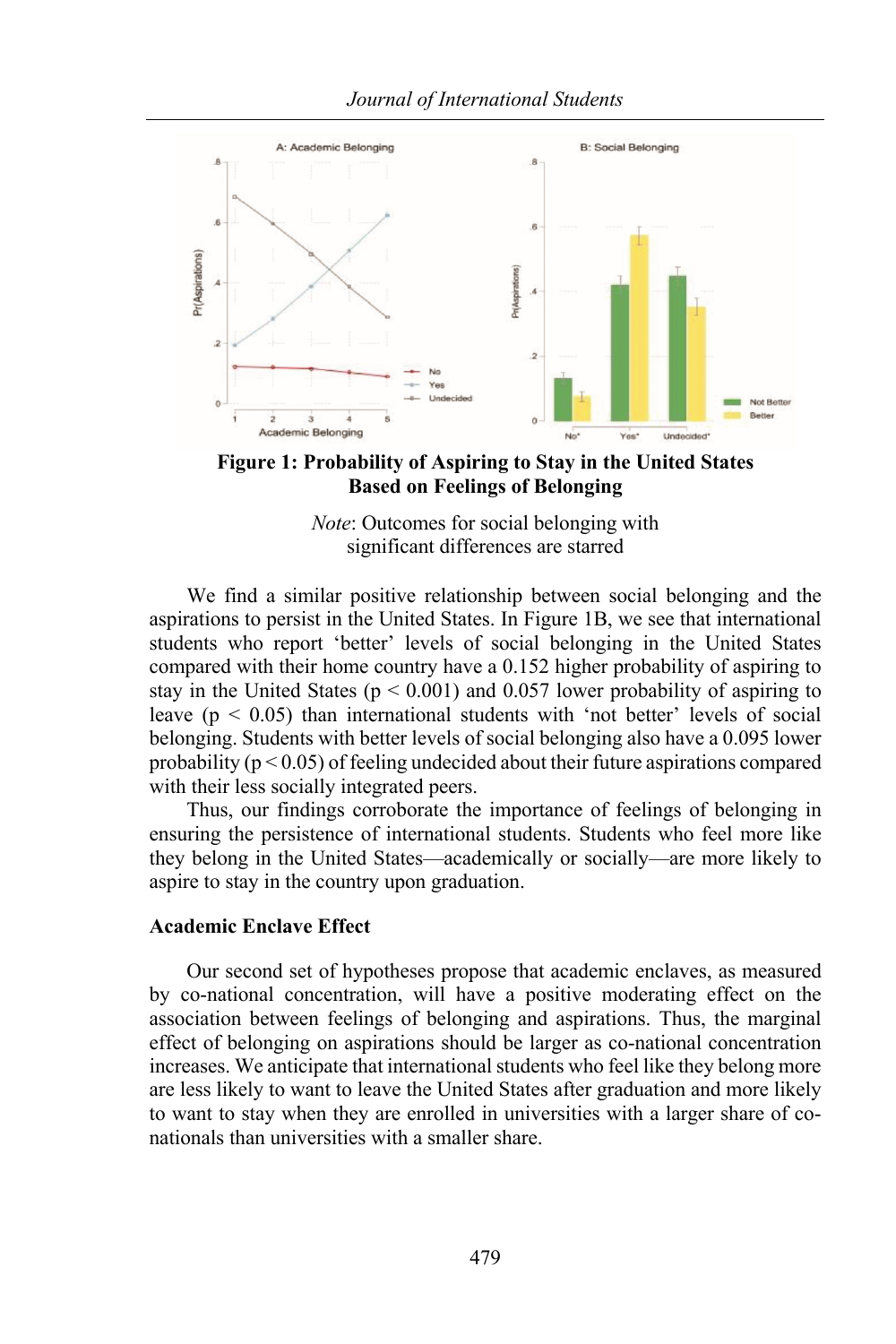**Figure 1: Probability of Aspiring to Stay in the United States Based on Feelings of Belonging**

*Note*: Outcomes for social belonging with significant differences are starred

We find a similar positive relationship between social belonging and the aspirations to persist in the United States. In Figure 1B, we see that international students who report 'better' levels of social belonging in the United States compared with their home country have a 0.152 higher probability of aspiring to stay in the United States ($p < 0.001$) and 0.057 lower probability of aspiring to leave ($p < 0.05$) than international students with 'not better' levels of social belonging. Students with better levels of social belonging also have a 0.095 lower probability ($p < 0.05$) of feeling undecided about their future aspirations compared with their less socially integrated peers.

Thus, our findings corroborate the importance of feelings of belonging in ensuring the persistence of international students. Students who feel more like they belong in the United States—academically or socially—are more likely to aspire to stay in the country upon graduation.

### Academic Enclave Effect

Our second set of hypotheses propose that academic enclaves, as measured by co-national concentration, will have a positive moderating effect on the association between feelings of belonging and aspirations. Thus, the marginal effect of belonging on aspirations should be larger as co-national concentration increases. We anticipate that international students who feel like they belong more are less likely to want to leave the United States after graduation and more likely to want to stay when they are enrolled in universities with a larger share of co-nationals than universities with a smaller share.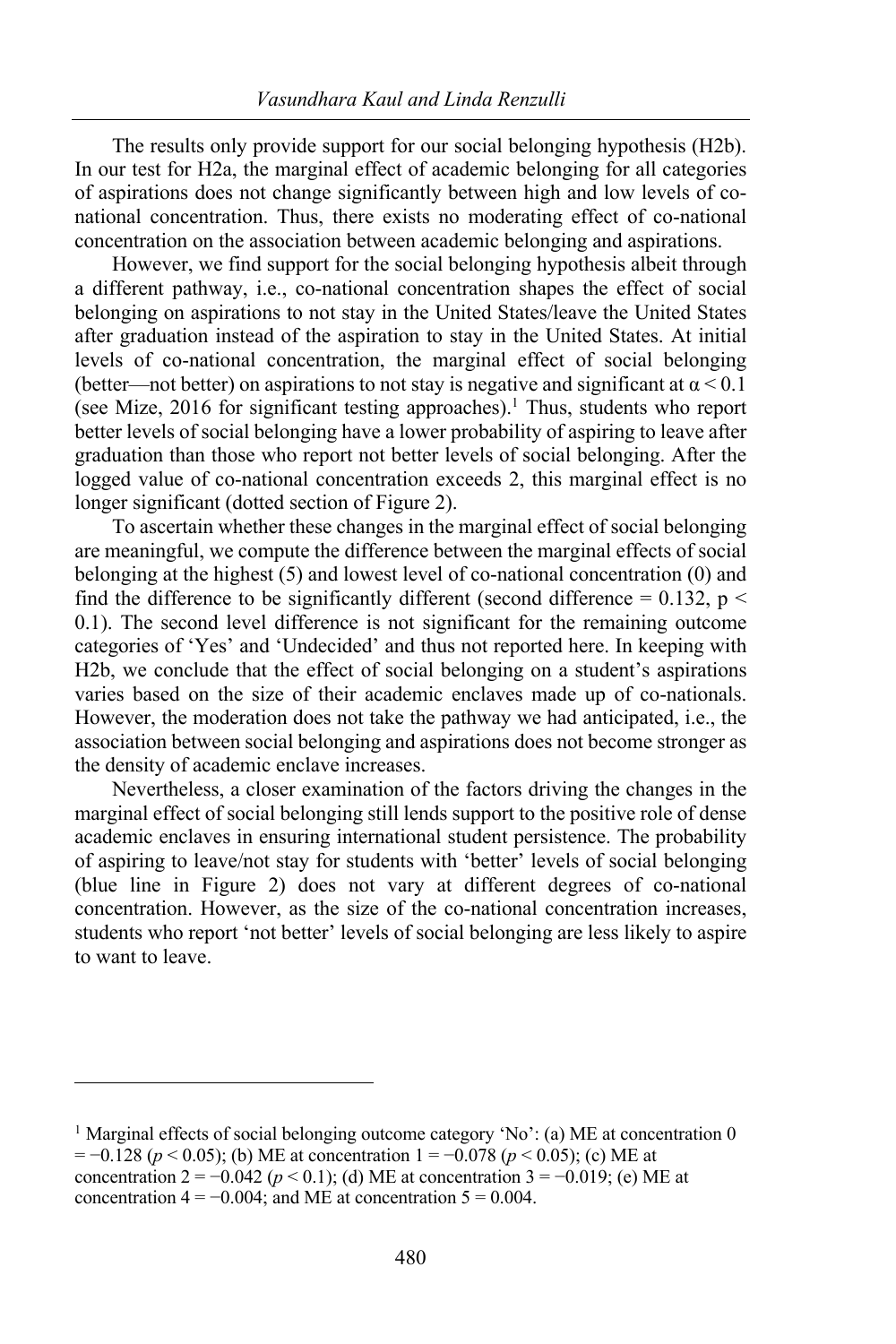The results only provide support for our social belonging hypothesis (H2b). In our test for H2a, the marginal effect of academic belonging for all categories of aspirations does not change significantly between high and low levels of co-national concentration. Thus, there exists no moderating effect of co-national concentration on the association between academic belonging and aspirations.

However, we find support for the social belonging hypothesis albeit through a different pathway, i.e., co-national concentration shapes the effect of social belonging on aspirations to not stay in the United States/leave the United States after graduation instead of the aspiration to stay in the United States. At initial levels of co-national concentration, the marginal effect of social belonging (better—not better) on aspirations to not stay is negative and significant at $\alpha < 0.1$ (see Mize, 2016 for significant testing approaches).[1] Thus, students who report better levels of social belonging have a lower probability of aspiring to leave after graduation than those who report not better levels of social belonging. After the logged value of co-national concentration exceeds 2, this marginal effect is no longer significant (dotted section of Figure 2).

To ascertain whether these changes in the marginal effect of social belonging are meaningful, we compute the difference between the marginal effects of social belonging at the highest (5) and lowest level of co-national concentration (0) and find the difference to be significantly different (second difference = 0.132, $p < 0.1$). The second level difference is not significant for the remaining outcome categories of 'Yes' and 'Undecided' and thus not reported here. In keeping with H2b, we conclude that the effect of social belonging on a student's aspirations varies based on the size of their academic enclaves made up of co-nationals. However, the moderation does not take the pathway we had anticipated, i.e., the association between social belonging and aspirations does not become stronger as the density of academic enclave increases.

Nevertheless, a closer examination of the factors driving the changes in the marginal effect of social belonging still lends support to the positive role of dense academic enclaves in ensuring international student persistence. The probability of aspiring to leave/not stay for students with 'better' levels of social belonging (blue line in Figure 2) does not vary at different degrees of co-national concentration. However, as the size of the co-national concentration increases, students who report 'not better' levels of social belonging are less likely to aspire to want to leave.

---

[1] Marginal effects of social belonging outcome category 'No': (a) ME at concentration 0 = −0.128 ($p < 0.05$); (b) ME at concentration 1 = −0.078 ($p < 0.05$); (c) ME at concentration 2 = −0.042 ($p < 0.1$); (d) ME at concentration 3 = −0.019; (e) ME at concentration 4 = −0.004; and ME at concentration 5 = 0.004.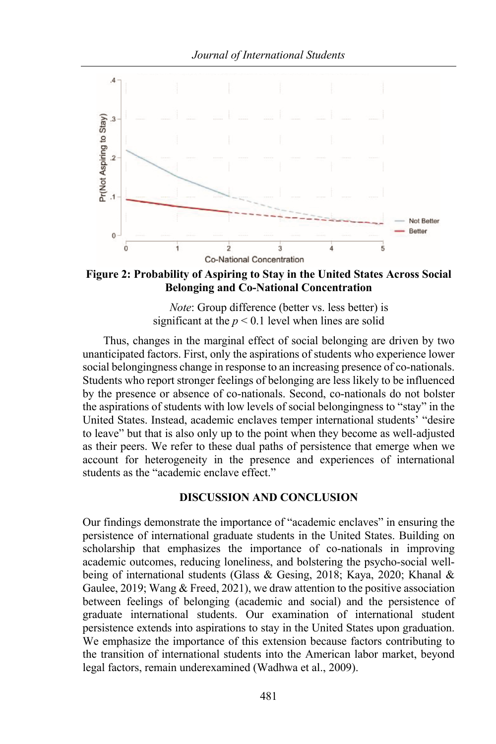**Figure 2: Probability of Aspiring to Stay in the United States Across Social Belonging and Co-National Concentration**

*Note*: Group difference (better vs. less better) is significant at the $p < 0.1$ level when lines are solid

Thus, changes in the marginal effect of social belonging are driven by two unanticipated factors. First, only the aspirations of students who experience lower social belongingness change in response to an increasing presence of co-nationals. Students who report stronger feelings of belonging are less likely to be influenced by the presence or absence of co-nationals. Second, co-nationals do not bolster the aspirations of students with low levels of social belongingness to "stay" in the United States. Instead, academic enclaves temper international students' "desire to leave" but that is also only up to the point when they become as well-adjusted as their peers. We refer to these dual paths of persistence that emerge when we account for heterogeneity in the presence and experiences of international students as the "academic enclave effect."

## DISCUSSION AND CONCLUSION

Our findings demonstrate the importance of "academic enclaves" in ensuring the persistence of international graduate students in the United States. Building on scholarship that emphasizes the importance of co-nationals in improving academic outcomes, reducing loneliness, and bolstering the psycho-social well-being of international students (Glass & Gesing, 2018; Kaya, 2020; Khanal & Gaulee, 2019; Wang & Freed, 2021), we draw attention to the positive association between feelings of belonging (academic and social) and the persistence of graduate international students. Our examination of international student persistence extends into aspirations to stay in the United States upon graduation. We emphasize the importance of this extension because factors contributing to the transition of international students into the American labor market, beyond legal factors, remain underexamined (Wadhwa et al., 2009).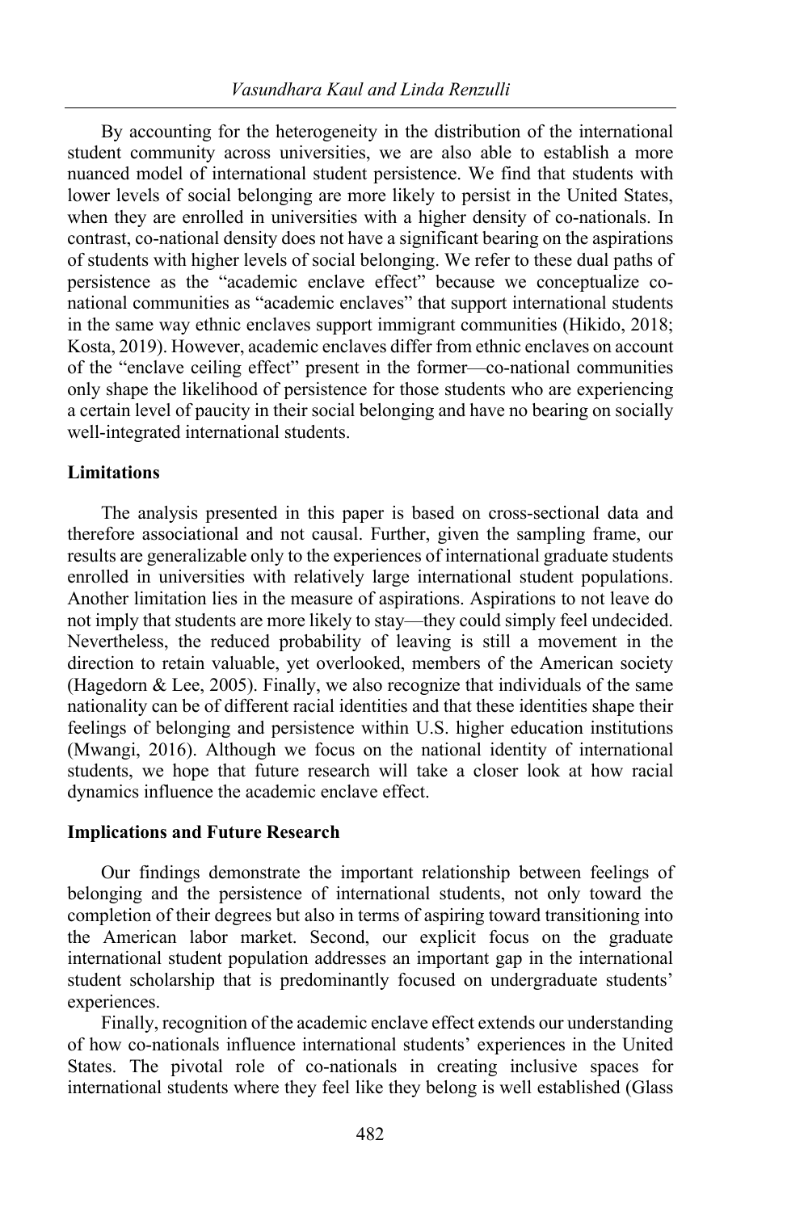By accounting for the heterogeneity in the distribution of the international student community across universities, we are also able to establish a more nuanced model of international student persistence. We find that students with lower levels of social belonging are more likely to persist in the United States, when they are enrolled in universities with a higher density of co-nationals. In contrast, co-national density does not have a significant bearing on the aspirations of students with higher levels of social belonging. We refer to these dual paths of persistence as the "academic enclave effect" because we conceptualize co-national communities as "academic enclaves" that support international students in the same way ethnic enclaves support immigrant communities (Hikido, 2018; Kosta, 2019). However, academic enclaves differ from ethnic enclaves on account of the "enclave ceiling effect" present in the former—co-national communities only shape the likelihood of persistence for those students who are experiencing a certain level of paucity in their social belonging and have no bearing on socially well-integrated international students.

### Limitations

The analysis presented in this paper is based on cross-sectional data and therefore associational and not causal. Further, given the sampling frame, our results are generalizable only to the experiences of international graduate students enrolled in universities with relatively large international student populations. Another limitation lies in the measure of aspirations. Aspirations to not leave do not imply that students are more likely to stay—they could simply feel undecided. Nevertheless, the reduced probability of leaving is still a movement in the direction to retain valuable, yet overlooked, members of the American society (Hagedorn & Lee, 2005). Finally, we also recognize that individuals of the same nationality can be of different racial identities and that these identities shape their feelings of belonging and persistence within U.S. higher education institutions (Mwangi, 2016). Although we focus on the national identity of international students, we hope that future research will take a closer look at how racial dynamics influence the academic enclave effect.

### Implications and Future Research

Our findings demonstrate the important relationship between feelings of belonging and the persistence of international students, not only toward the completion of their degrees but also in terms of aspiring toward transitioning into the American labor market. Second, our explicit focus on the graduate international student population addresses an important gap in the international student scholarship that is predominantly focused on undergraduate students' experiences.

Finally, recognition of the academic enclave effect extends our understanding of how co-nationals influence international students' experiences in the United States. The pivotal role of co-nationals in creating inclusive spaces for international students where they feel like they belong is well established (Glass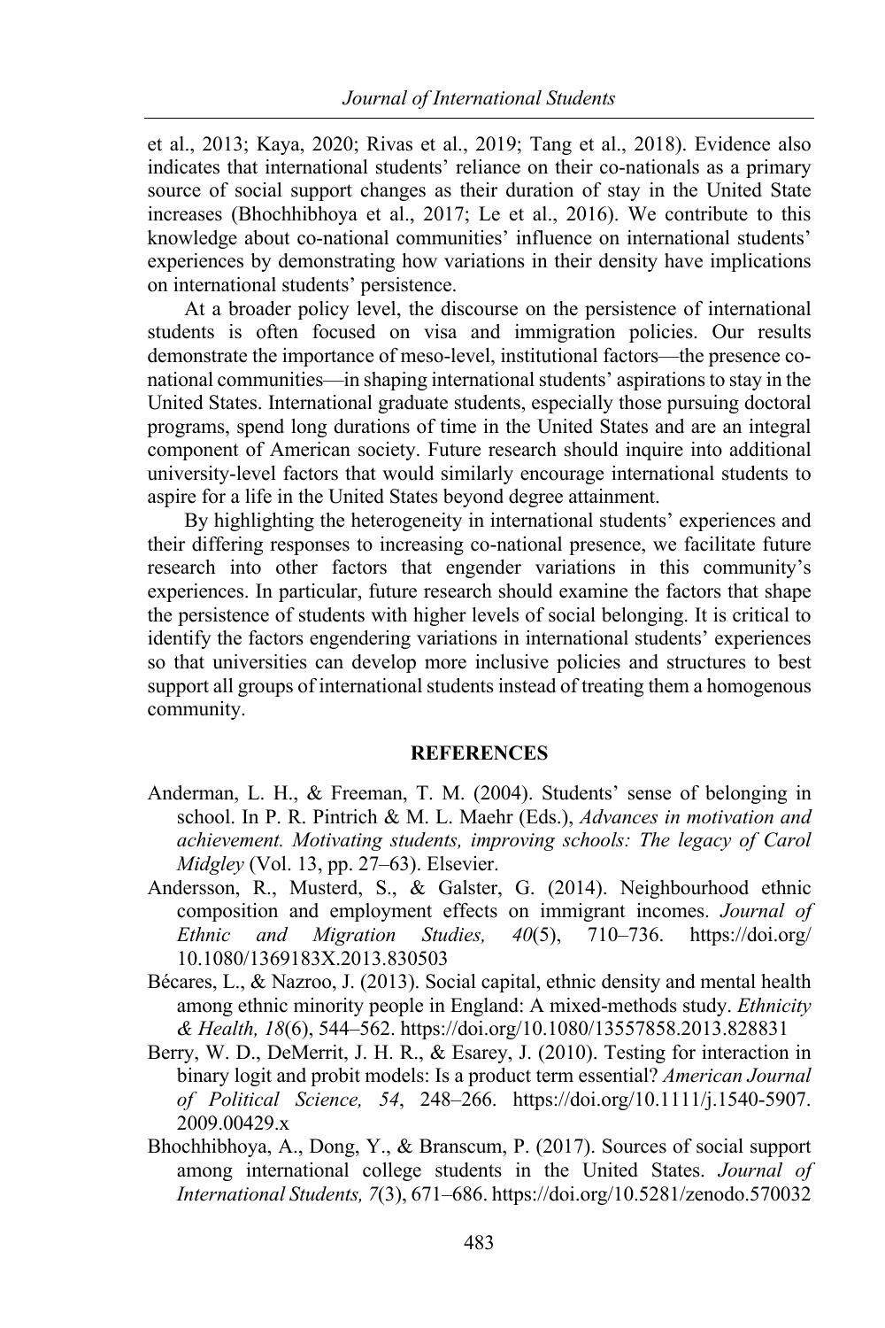et al., 2013; Kaya, 2020; Rivas et al., 2019; Tang et al., 2018). Evidence also indicates that international students' reliance on their co-nationals as a primary source of social support changes as their duration of stay in the United State increases (Bhochhibhoya et al., 2017; Le et al., 2016). We contribute to this knowledge about co-national communities' influence on international students' experiences by demonstrating how variations in their density have implications on international students' persistence.

At a broader policy level, the discourse on the persistence of international students is often focused on visa and immigration policies. Our results demonstrate the importance of meso-level, institutional factors—the presence co-national communities—in shaping international students' aspirations to stay in the United States. International graduate students, especially those pursuing doctoral programs, spend long durations of time in the United States and are an integral component of American society. Future research should inquire into additional university-level factors that would similarly encourage international students to aspire for a life in the United States beyond degree attainment.

By highlighting the heterogeneity in international students' experiences and their differing responses to increasing co-national presence, we facilitate future research into other factors that engender variations in this community's experiences. In particular, future research should examine the factors that shape the persistence of students with higher levels of social belonging. It is critical to identify the factors engendering variations in international students' experiences so that universities can develop more inclusive policies and structures to best support all groups of international students instead of treating them a homogenous community.

## REFERENCES

Anderman, L. H., & Freeman, T. M. (2004). Students' sense of belonging in school. In P. R. Pintrich & M. L. Maehr (Eds.), *Advances in motivation and achievement. Motivating students, improving schools: The legacy of Carol Midgley* (Vol. 13, pp. 27–63). Elsevier.

Andersson, R., Musterd, S., & Galster, G. (2014). Neighbourhood ethnic composition and employment effects on immigrant incomes. *Journal of Ethnic and Migration Studies, 40*(5), 710–736. https://doi.org/10.1080/1369183X.2013.830503

Bécares, L., & Nazroo, J. (2013). Social capital, ethnic density and mental health among ethnic minority people in England: A mixed-methods study. *Ethnicity & Health, 18*(6), 544–562. https://doi.org/10.1080/13557858.2013.828831

Berry, W. D., DeMerrit, J. H. R., & Esarey, J. (2010). Testing for interaction in binary logit and probit models: Is a product term essential? *American Journal of Political Science, 54*, 248–266. https://doi.org/10.1111/j.1540-5907.2009.00429.x

Bhochhibhoya, A., Dong, Y., & Branscum, P. (2017). Sources of social support among international college students in the United States. *Journal of International Students, 7*(3), 671–686. https://doi.org/10.5281/zenodo.570032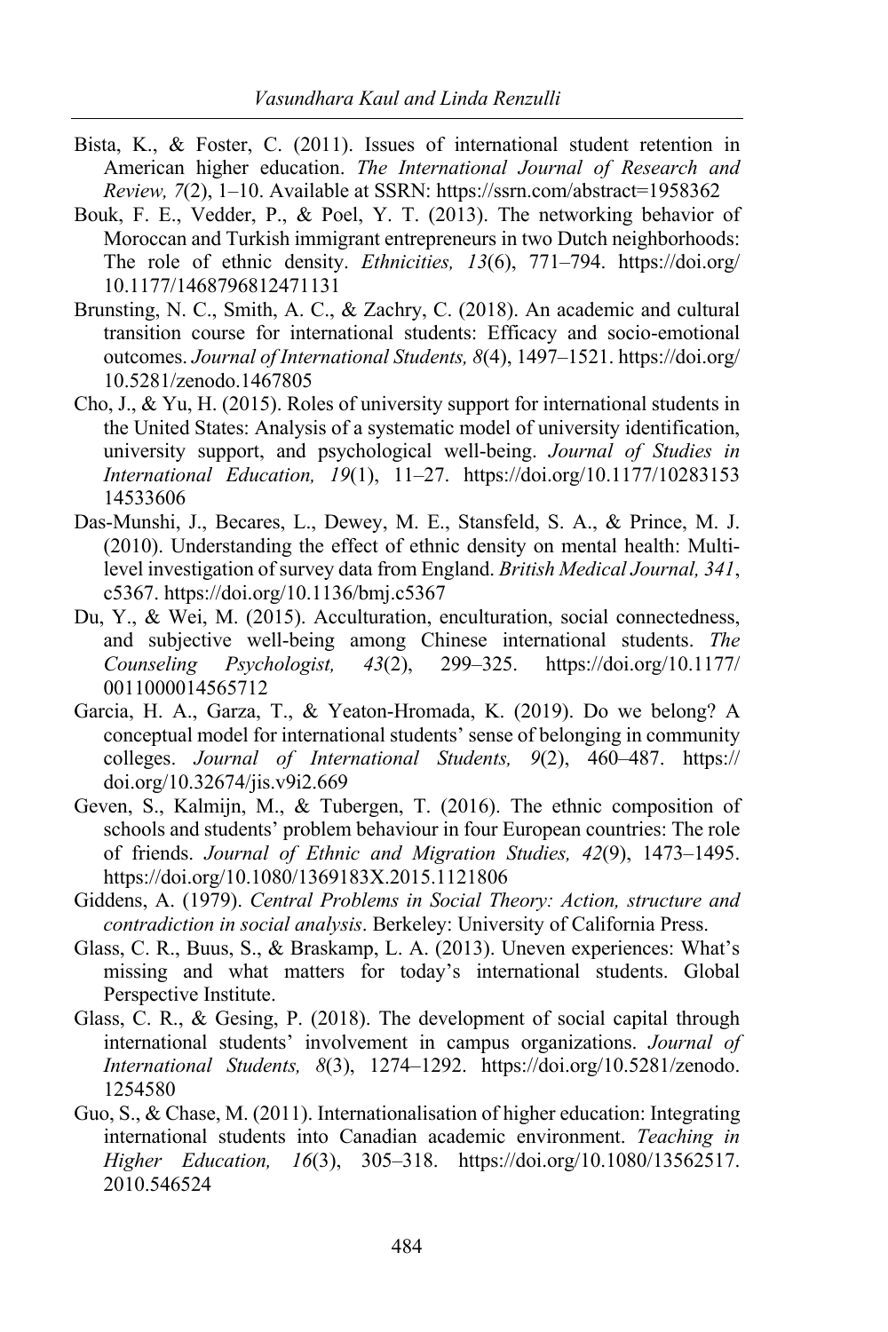Bista, K., & Foster, C. (2011). Issues of international student retention in American higher education. *The International Journal of Research and Review, 7*(2), 1–10. Available at SSRN: https://ssrn.com/abstract=1958362

Bouk, F. E., Vedder, P., & Poel, Y. T. (2013). The networking behavior of Moroccan and Turkish immigrant entrepreneurs in two Dutch neighborhoods: The role of ethnic density. *Ethnicities, 13*(6), 771–794. https://doi.org/10.1177/1468796812471131

Brunsting, N. C., Smith, A. C., & Zachry, C. (2018). An academic and cultural transition course for international students: Efficacy and socio-emotional outcomes. *Journal of International Students, 8*(4), 1497–1521. https://doi.org/10.5281/zenodo.1467805

Cho, J., & Yu, H. (2015). Roles of university support for international students in the United States: Analysis of a systematic model of university identification, university support, and psychological well-being. *Journal of Studies in International Education, 19*(1), 11–27. https://doi.org/10.1177/1028315314533606

Das-Munshi, J., Becares, L., Dewey, M. E., Stansfeld, S. A., & Prince, M. J. (2010). Understanding the effect of ethnic density on mental health: Multi-level investigation of survey data from England. *British Medical Journal, 341*, c5367. https://doi.org/10.1136/bmj.c5367

Du, Y., & Wei, M. (2015). Acculturation, enculturation, social connectedness, and subjective well-being among Chinese international students. *The Counseling Psychologist, 43*(2), 299–325. https://doi.org/10.1177/0011000014565712

Garcia, H. A., Garza, T., & Yeaton-Hromada, K. (2019). Do we belong? A conceptual model for international students' sense of belonging in community colleges. *Journal of International Students, 9*(2), 460–487. https://doi.org/10.32674/jis.v9i2.669

Geven, S., Kalmijn, M., & Tubergen, T. (2016). The ethnic composition of schools and students' problem behaviour in four European countries: The role of friends. *Journal of Ethnic and Migration Studies, 42*(9), 1473–1495. https://doi.org/10.1080/1369183X.2015.1121806

Giddens, A. (1979). *Central Problems in Social Theory: Action, structure and contradiction in social analysis*. Berkeley: University of California Press.

Glass, C. R., Buus, S., & Braskamp, L. A. (2013). Uneven experiences: What's missing and what matters for today's international students. Global Perspective Institute.

Glass, C. R., & Gesing, P. (2018). The development of social capital through international students' involvement in campus organizations. *Journal of International Students, 8*(3), 1274–1292. https://doi.org/10.5281/zenodo.1254580

Guo, S., & Chase, M. (2011). Internationalisation of higher education: Integrating international students into Canadian academic environment. *Teaching in Higher Education, 16*(3), 305–318. https://doi.org/10.1080/13562517.2010.546524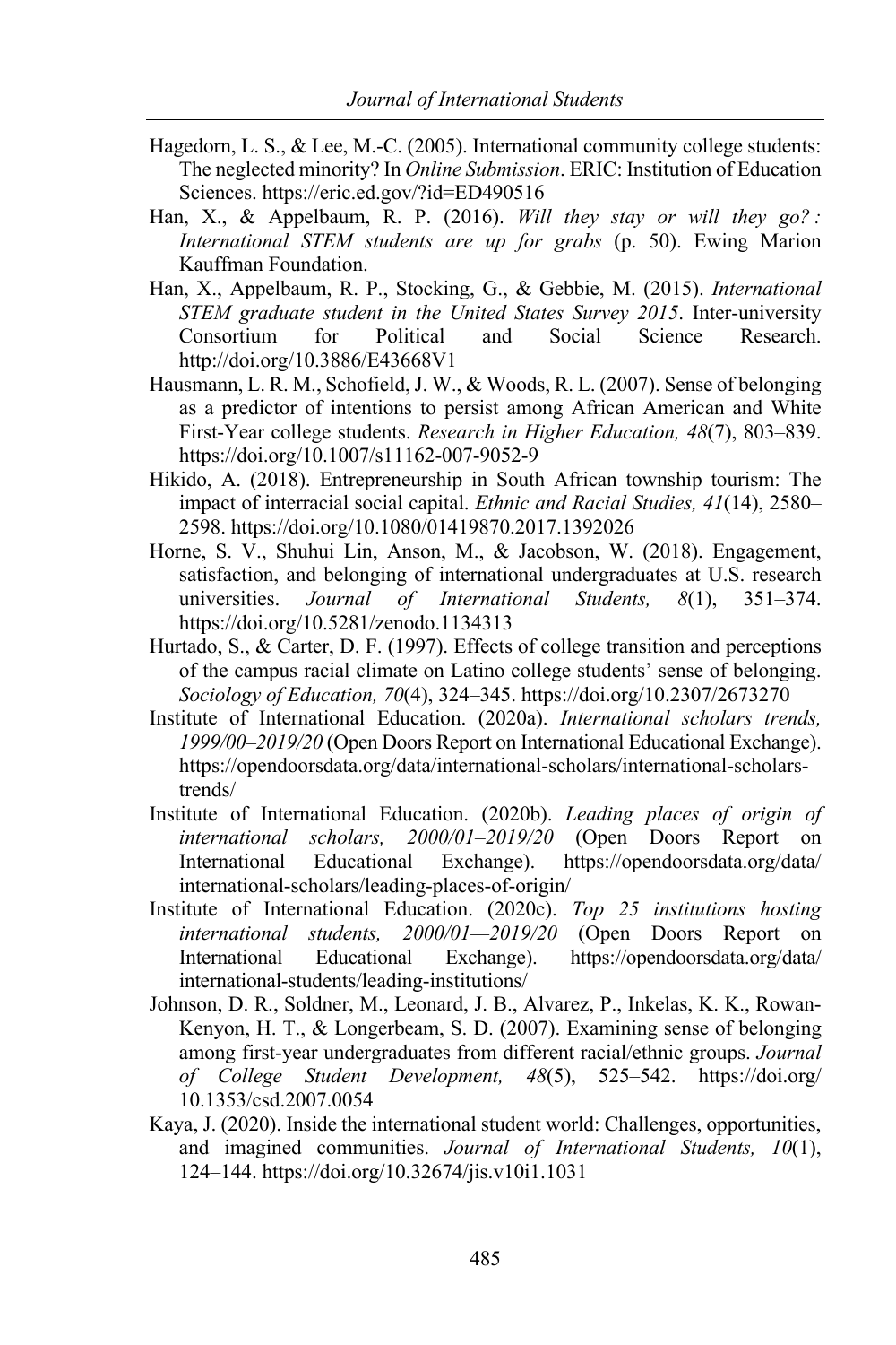Hagedorn, L. S., & Lee, M.-C. (2005). International community college students: The neglected minority? In *Online Submission*. ERIC: Institution of Education Sciences. https://eric.ed.gov/?id=ED490516

Han, X., & Appelbaum, R. P. (2016). *Will they stay or will they go? : International STEM students are up for grabs* (p. 50). Ewing Marion Kauffman Foundation.

Han, X., Appelbaum, R. P., Stocking, G., & Gebbie, M. (2015). *International STEM graduate student in the United States Survey 2015*. Inter-university Consortium for Political and Social Science Research. http://doi.org/10.3886/E43668V1

Hausmann, L. R. M., Schofield, J. W., & Woods, R. L. (2007). Sense of belonging as a predictor of intentions to persist among African American and White First-Year college students. *Research in Higher Education, 48*(7), 803–839. https://doi.org/10.1007/s11162-007-9052-9

Hikido, A. (2018). Entrepreneurship in South African township tourism: The impact of interracial social capital. *Ethnic and Racial Studies, 41*(14), 2580–2598. https://doi.org/10.1080/01419870.2017.1392026

Horne, S. V., Shuhui Lin, Anson, M., & Jacobson, W. (2018). Engagement, satisfaction, and belonging of international undergraduates at U.S. research universities. *Journal of International Students, 8*(1), 351–374. https://doi.org/10.5281/zenodo.1134313

Hurtado, S., & Carter, D. F. (1997). Effects of college transition and perceptions of the campus racial climate on Latino college students' sense of belonging. *Sociology of Education, 70*(4), 324–345. https://doi.org/10.2307/2673270

Institute of International Education. (2020a). *International scholars trends, 1999/00–2019/20* (Open Doors Report on International Educational Exchange). https://opendoorsdata.org/data/international-scholars/international-scholars-trends/

Institute of International Education. (2020b). *Leading places of origin of international scholars, 2000/01–2019/20* (Open Doors Report on International Educational Exchange). https://opendoorsdata.org/data/international-scholars/leading-places-of-origin/

Institute of International Education. (2020c). *Top 25 institutions hosting international students, 2000/01—2019/20* (Open Doors Report on International Educational Exchange). https://opendoorsdata.org/data/international-students/leading-institutions/

Johnson, D. R., Soldner, M., Leonard, J. B., Alvarez, P., Inkelas, K. K., Rowan-Kenyon, H. T., & Longerbeam, S. D. (2007). Examining sense of belonging among first-year undergraduates from different racial/ethnic groups. *Journal of College Student Development, 48*(5), 525–542. https://doi.org/10.1353/csd.2007.0054

Kaya, J. (2020). Inside the international student world: Challenges, opportunities, and imagined communities. *Journal of International Students, 10*(1), 124–144. https://doi.org/10.32674/jis.v10i1.1031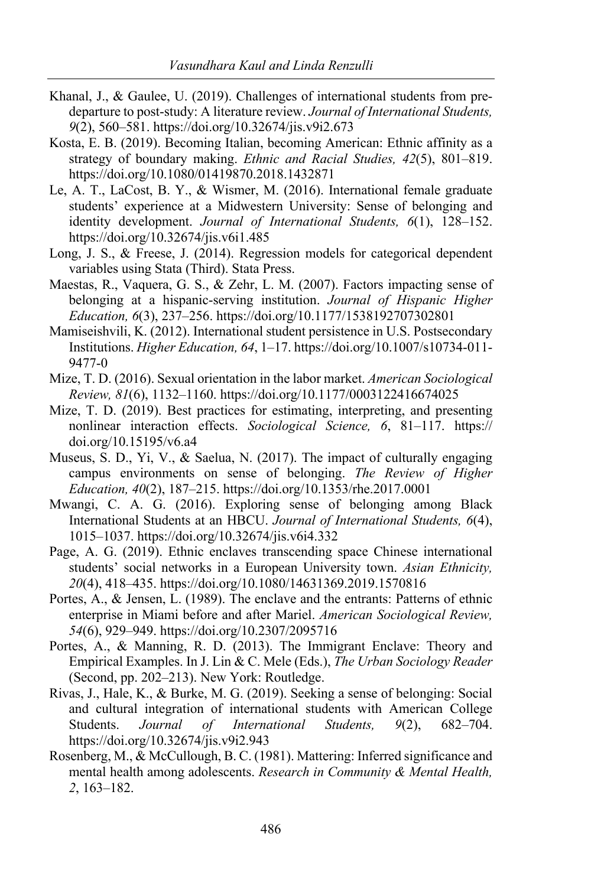Khanal, J., & Gaulee, U. (2019). Challenges of international students from pre-departure to post-study: A literature review. *Journal of International Students, 9*(2), 560–581. https://doi.org/10.32674/jis.v9i2.673

Kosta, E. B. (2019). Becoming Italian, becoming American: Ethnic affinity as a strategy of boundary making. *Ethnic and Racial Studies, 42*(5), 801–819. https://doi.org/10.1080/01419870.2018.1432871

Le, A. T., LaCost, B. Y., & Wismer, M. (2016). International female graduate students' experience at a Midwestern University: Sense of belonging and identity development. *Journal of International Students, 6*(1), 128–152. https://doi.org/10.32674/jis.v6i1.485

Long, J. S., & Freese, J. (2014). Regression models for categorical dependent variables using Stata (Third). Stata Press.

Maestas, R., Vaquera, G. S., & Zehr, L. M. (2007). Factors impacting sense of belonging at a hispanic-serving institution. *Journal of Hispanic Higher Education, 6*(3), 237–256. https://doi.org/10.1177/1538192707302801

Mamiseishvili, K. (2012). International student persistence in U.S. Postsecondary Institutions. *Higher Education, 64*, 1–17. https://doi.org/10.1007/s10734-011-9477-0

Mize, T. D. (2016). Sexual orientation in the labor market. *American Sociological Review, 81*(6), 1132–1160. https://doi.org/10.1177/0003122416674025

Mize, T. D. (2019). Best practices for estimating, interpreting, and presenting nonlinear interaction effects. *Sociological Science, 6*, 81–117. https://doi.org/10.15195/v6.a4

Museus, S. D., Yi, V., & Saelua, N. (2017). The impact of culturally engaging campus environments on sense of belonging. *The Review of Higher Education, 40*(2), 187–215. https://doi.org/10.1353/rhe.2017.0001

Mwangi, C. A. G. (2016). Exploring sense of belonging among Black International Students at an HBCU. *Journal of International Students, 6*(4), 1015–1037. https://doi.org/10.32674/jis.v6i4.332

Page, A. G. (2019). Ethnic enclaves transcending space Chinese international students' social networks in a European University town. *Asian Ethnicity, 20*(4), 418–435. https://doi.org/10.1080/14631369.2019.1570816

Portes, A., & Jensen, L. (1989). The enclave and the entrants: Patterns of ethnic enterprise in Miami before and after Mariel. *American Sociological Review, 54*(6), 929–949. https://doi.org/10.2307/2095716

Portes, A., & Manning, R. D. (2013). The Immigrant Enclave: Theory and Empirical Examples. In J. Lin & C. Mele (Eds.), *The Urban Sociology Reader* (Second, pp. 202–213). New York: Routledge.

Rivas, J., Hale, K., & Burke, M. G. (2019). Seeking a sense of belonging: Social and cultural integration of international students with American College Students. *Journal of International Students, 9*(2), 682–704. https://doi.org/10.32674/jis.v9i2.943

Rosenberg, M., & McCullough, B. C. (1981). Mattering: Inferred significance and mental health among adolescents. *Research in Community & Mental Health, 2*, 163–182.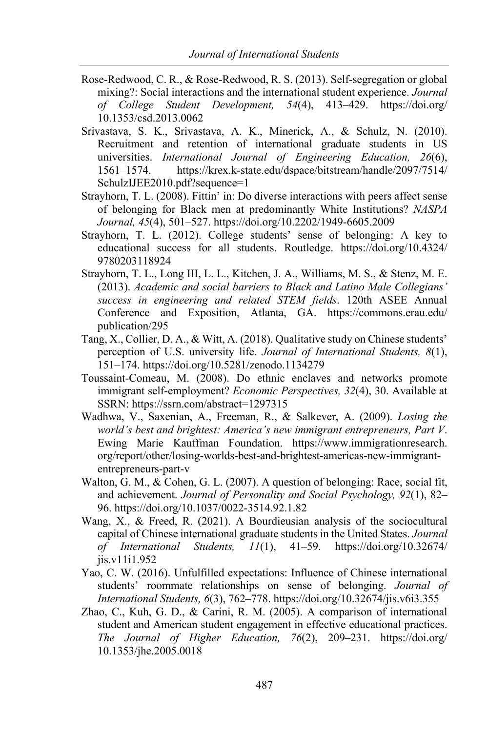Rose-Redwood, C. R., & Rose-Redwood, R. S. (2013). Self-segregation or global mixing?: Social interactions and the international student experience. *Journal of College Student Development, 54*(4), 413–429. https://doi.org/10.1353/csd.2013.0062

Srivastava, S. K., Srivastava, A. K., Minerick, A., & Schulz, N. (2010). Recruitment and retention of international graduate students in US universities. *International Journal of Engineering Education, 26*(6), 1561–1574. https://krex.k-state.edu/dspace/bitstream/handle/2097/7514/SchulzIJEE2010.pdf?sequence=1

Strayhorn, T. L. (2008). Fittin' in: Do diverse interactions with peers affect sense of belonging for Black men at predominantly White Institutions? *NASPA Journal, 45*(4), 501–527. https://doi.org/10.2202/1949-6605.2009

Strayhorn, T. L. (2012). College students' sense of belonging: A key to educational success for all students. Routledge. https://doi.org/10.4324/9780203118924

Strayhorn, T. L., Long III, L. L., Kitchen, J. A., Williams, M. S., & Stenz, M. E. (2013). *Academic and social barriers to Black and Latino Male Collegians' success in engineering and related STEM fields*. 120th ASEE Annual Conference and Exposition, Atlanta, GA. https://commons.erau.edu/publication/295

Tang, X., Collier, D. A., & Witt, A. (2018). Qualitative study on Chinese students' perception of U.S. university life. *Journal of International Students, 8*(1), 151–174. https://doi.org/10.5281/zenodo.1134279

Toussaint-Comeau, M. (2008). Do ethnic enclaves and networks promote immigrant self-employment? *Economic Perspectives, 32*(4), 30. Available at SSRN: https://ssrn.com/abstract=1297315

Wadhwa, V., Saxenian, A., Freeman, R., & Salkever, A. (2009). *Losing the world's best and brightest: America's new immigrant entrepreneurs, Part V*. Ewing Marie Kauffman Foundation. https://www.immigrationresearch.org/report/other/losing-worlds-best-and-brightest-americas-new-immigrant-entrepreneurs-part-v

Walton, G. M., & Cohen, G. L. (2007). A question of belonging: Race, social fit, and achievement. *Journal of Personality and Social Psychology, 92*(1), 82–96. https://doi.org/10.1037/0022-3514.92.1.82

Wang, X., & Freed, R. (2021). A Bourdieusian analysis of the sociocultural capital of Chinese international graduate students in the United States. *Journal of International Students, 11*(1), 41–59. https://doi.org/10.32674/jis.v11i1.952

Yao, C. W. (2016). Unfulfilled expectations: Influence of Chinese international students' roommate relationships on sense of belonging. *Journal of International Students, 6*(3), 762–778. https://doi.org/10.32674/jis.v6i3.355

Zhao, C., Kuh, G. D., & Carini, R. M. (2005). A comparison of international student and American student engagement in effective educational practices. *The Journal of Higher Education, 76*(2), 209–231. https://doi.org/10.1353/jhe.2005.0018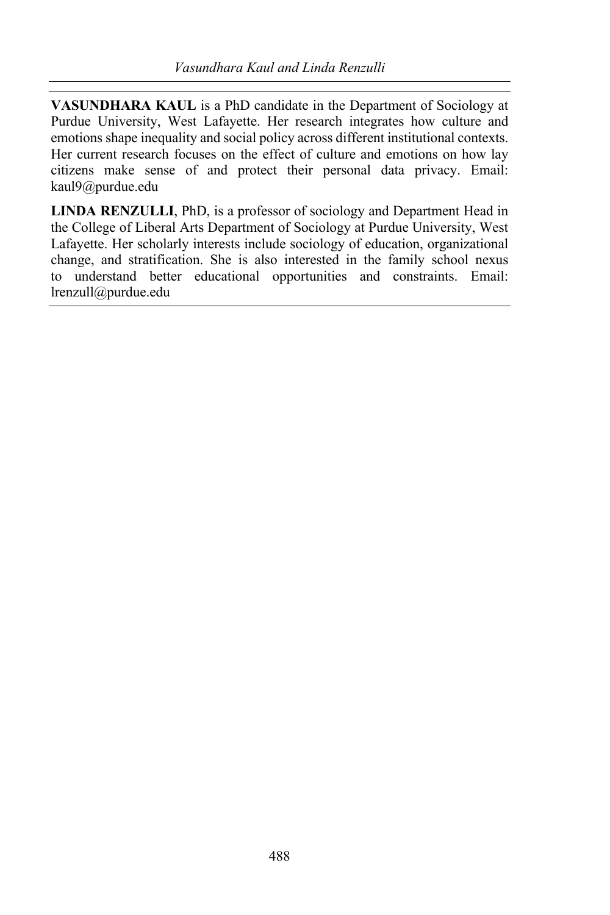**VASUNDHARA KAUL** is a PhD candidate in the Department of Sociology at Purdue University, West Lafayette. Her research integrates how culture and emotions shape inequality and social policy across different institutional contexts. Her current research focuses on the effect of culture and emotions on how lay citizens make sense of and protect their personal data privacy. Email: kaul9@purdue.edu

**LINDA RENZULLI**, PhD, is a professor of sociology and Department Head in the College of Liberal Arts Department of Sociology at Purdue University, West Lafayette. Her scholarly interests include sociology of education, organizational change, and stratification. She is also interested in the family school nexus to understand better educational opportunities and constraints. Email: lrenzull@purdue.edu